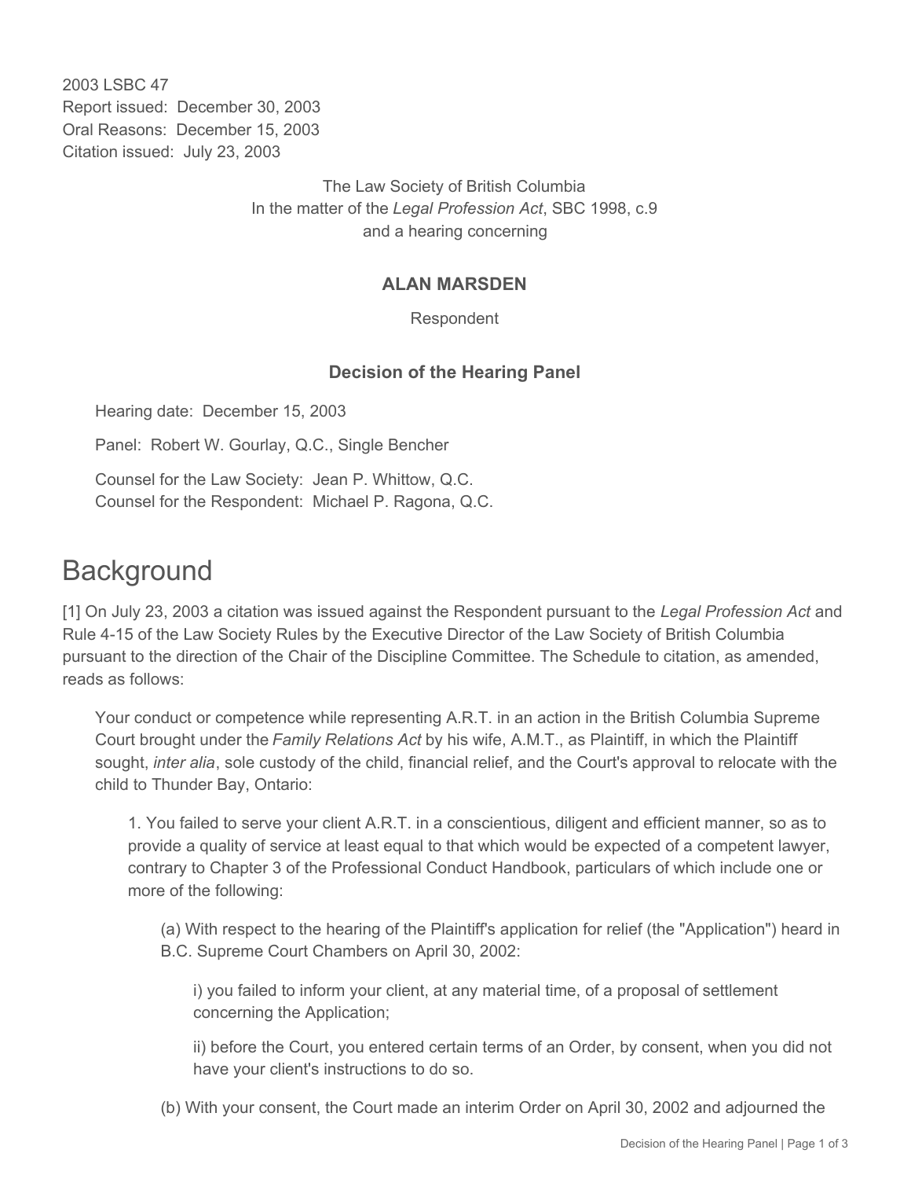2003 LSBC 47
Report issued: December 30, 2003
Oral Reasons: December 15, 2003
Citation issued: July 23, 2003

The Law Society of British Columbia
In the matter of the *Legal Profession Act*, SBC 1998, c.9
and a hearing concerning

**ALAN MARSDEN**

Respondent

**Decision of the Hearing Panel**

Hearing date: December 15, 2003

Panel: Robert W. Gourlay, Q.C., Single Bencher

Counsel for the Law Society: Jean P. Whittow, Q.C.
Counsel for the Respondent: Michael P. Ragona, Q.C.

# Background

[1] On July 23, 2003 a citation was issued against the Respondent pursuant to the *Legal Profession Act* and Rule 4-15 of the Law Society Rules by the Executive Director of the Law Society of British Columbia pursuant to the direction of the Chair of the Discipline Committee. The Schedule to citation, as amended, reads as follows:

> Your conduct or competence while representing A.R.T. in an action in the British Columbia Supreme Court brought under the *Family Relations Act* by his wife, A.M.T., as Plaintiff, in which the Plaintiff sought, *inter alia*, sole custody of the child, financial relief, and the Court's approval to relocate with the child to Thunder Bay, Ontario:
>
> > 1. You failed to serve your client A.R.T. in a conscientious, diligent and efficient manner, so as to provide a quality of service at least equal to that which would be expected of a competent lawyer, contrary to Chapter 3 of the Professional Conduct Handbook, particulars of which include one or more of the following:
> >
> > > (a) With respect to the hearing of the Plaintiff's application for relief (the "Application") heard in B.C. Supreme Court Chambers on April 30, 2002:
> > >
> > > > i) you failed to inform your client, at any material time, of a proposal of settlement concerning the Application;
> > > >
> > > > ii) before the Court, you entered certain terms of an Order, by consent, when you did not have your client's instructions to do so.
> > >
> > > (b) With your consent, the Court made an interim Order on April 30, 2002 and adjourned the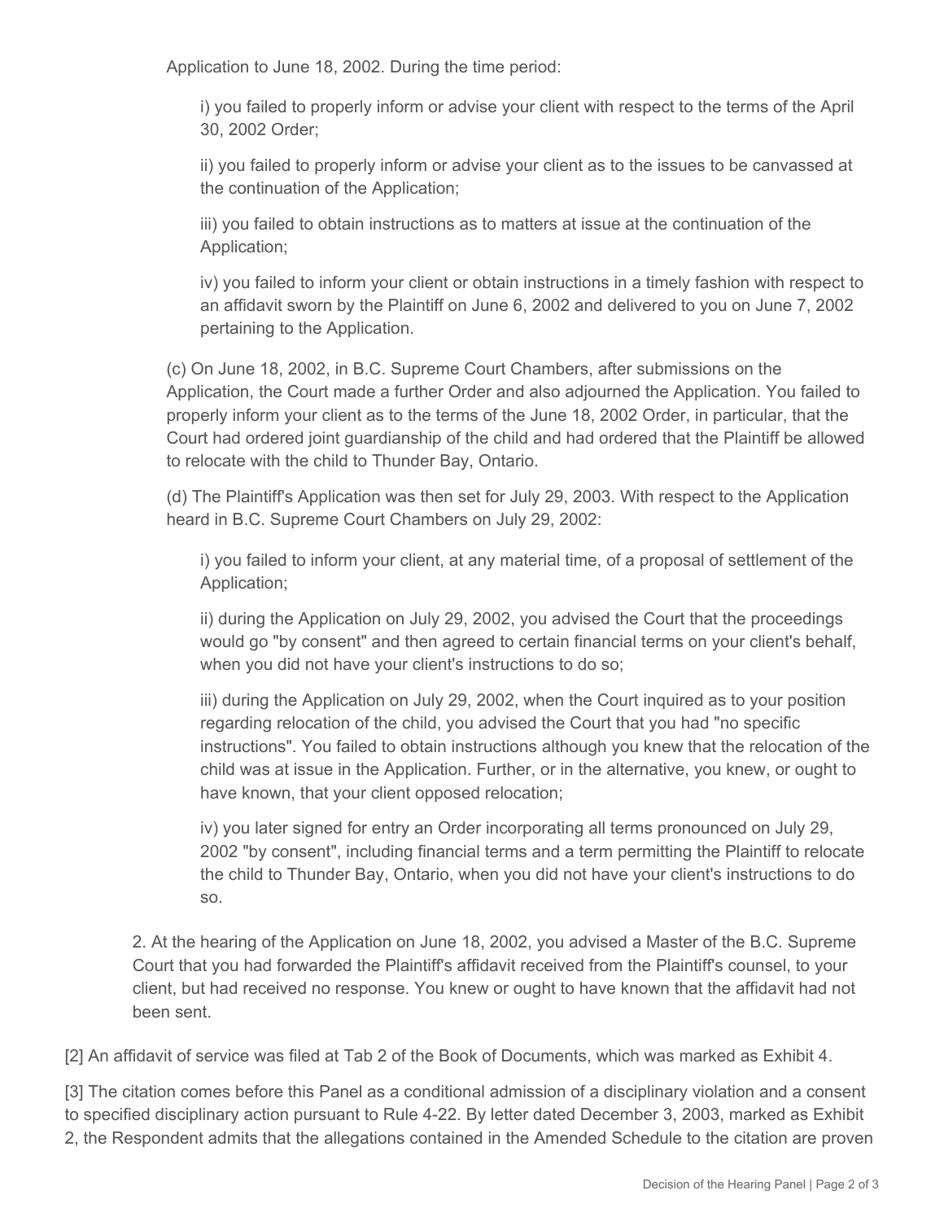Application to June 18, 2002. During the time period:

i) you failed to properly inform or advise your client with respect to the terms of the April 30, 2002 Order;

ii) you failed to properly inform or advise your client as to the issues to be canvassed at the continuation of the Application;

iii) you failed to obtain instructions as to matters at issue at the continuation of the Application;

iv) you failed to inform your client or obtain instructions in a timely fashion with respect to an affidavit sworn by the Plaintiff on June 6, 2002 and delivered to you on June 7, 2002 pertaining to the Application.

(c) On June 18, 2002, in B.C. Supreme Court Chambers, after submissions on the Application, the Court made a further Order and also adjourned the Application. You failed to properly inform your client as to the terms of the June 18, 2002 Order, in particular, that the Court had ordered joint guardianship of the child and had ordered that the Plaintiff be allowed to relocate with the child to Thunder Bay, Ontario.

(d) The Plaintiff's Application was then set for July 29, 2003. With respect to the Application heard in B.C. Supreme Court Chambers on July 29, 2002:

i) you failed to inform your client, at any material time, of a proposal of settlement of the Application;

ii) during the Application on July 29, 2002, you advised the Court that the proceedings would go "by consent" and then agreed to certain financial terms on your client's behalf, when you did not have your client's instructions to do so;

iii) during the Application on July 29, 2002, when the Court inquired as to your position regarding relocation of the child, you advised the Court that you had "no specific instructions". You failed to obtain instructions although you knew that the relocation of the child was at issue in the Application. Further, or in the alternative, you knew, or ought to have known, that your client opposed relocation;

iv) you later signed for entry an Order incorporating all terms pronounced on July 29, 2002 "by consent", including financial terms and a term permitting the Plaintiff to relocate the child to Thunder Bay, Ontario, when you did not have your client's instructions to do so.

2. At the hearing of the Application on June 18, 2002, you advised a Master of the B.C. Supreme Court that you had forwarded the Plaintiff's affidavit received from the Plaintiff's counsel, to your client, but had received no response. You knew or ought to have known that the affidavit had not been sent.

[2] An affidavit of service was filed at Tab 2 of the Book of Documents, which was marked as Exhibit 4.

[3] The citation comes before this Panel as a conditional admission of a disciplinary violation and a consent to specified disciplinary action pursuant to Rule 4-22. By letter dated December 3, 2003, marked as Exhibit 2, the Respondent admits that the allegations contained in the Amended Schedule to the citation are proven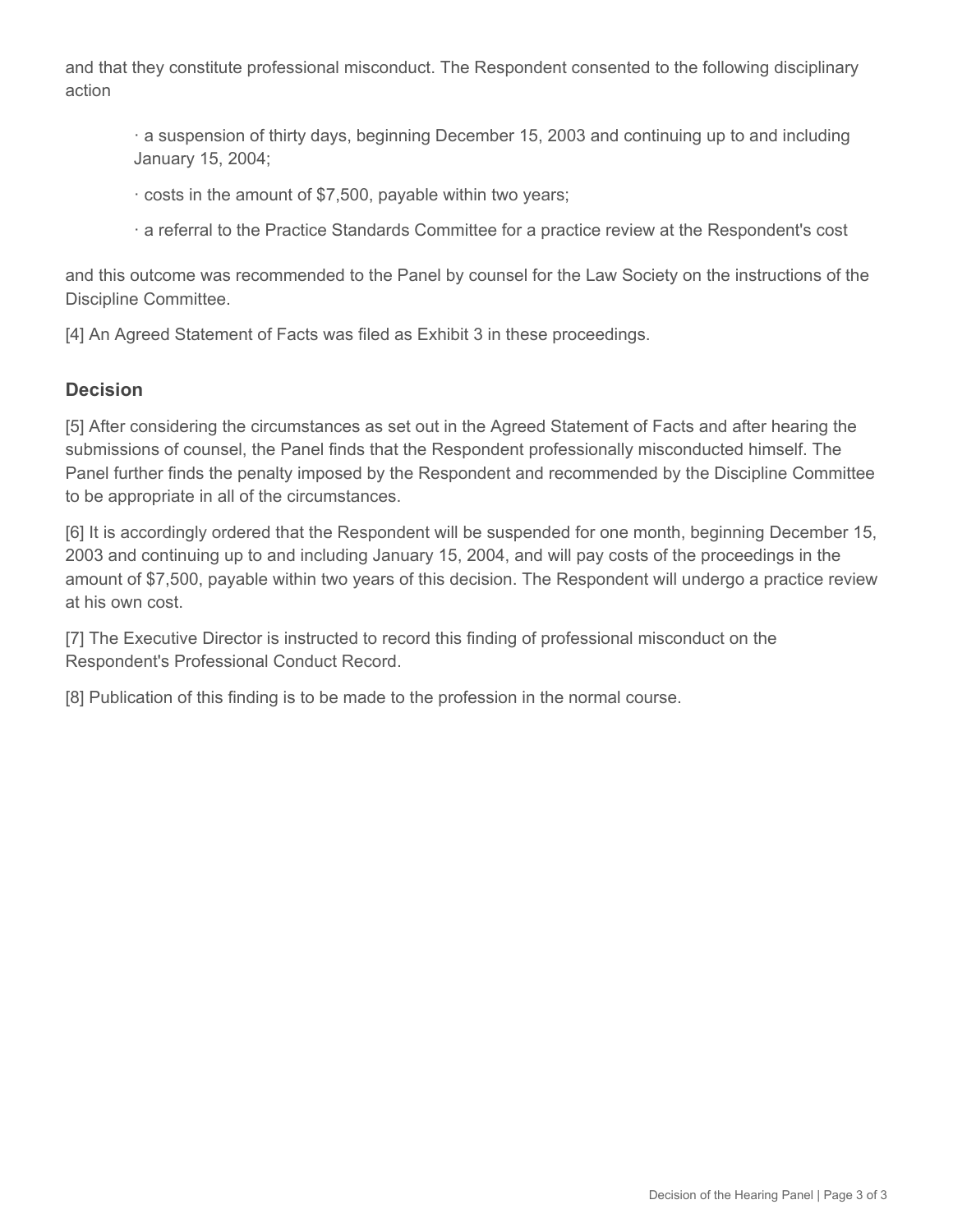and that they constitute professional misconduct. The Respondent consented to the following disciplinary action

- a suspension of thirty days, beginning December 15, 2003 and continuing up to and including January 15, 2004;
- costs in the amount of $7,500, payable within two years;
- a referral to the Practice Standards Committee for a practice review at the Respondent's cost

and this outcome was recommended to the Panel by counsel for the Law Society on the instructions of the Discipline Committee.

[4] An Agreed Statement of Facts was filed as Exhibit 3 in these proceedings.

## Decision

[5] After considering the circumstances as set out in the Agreed Statement of Facts and after hearing the submissions of counsel, the Panel finds that the Respondent professionally misconducted himself. The Panel further finds the penalty imposed by the Respondent and recommended by the Discipline Committee to be appropriate in all of the circumstances.

[6] It is accordingly ordered that the Respondent will be suspended for one month, beginning December 15, 2003 and continuing up to and including January 15, 2004, and will pay costs of the proceedings in the amount of $7,500, payable within two years of this decision. The Respondent will undergo a practice review at his own cost.

[7] The Executive Director is instructed to record this finding of professional misconduct on the Respondent's Professional Conduct Record.

[8] Publication of this finding is to be made to the profession in the normal course.